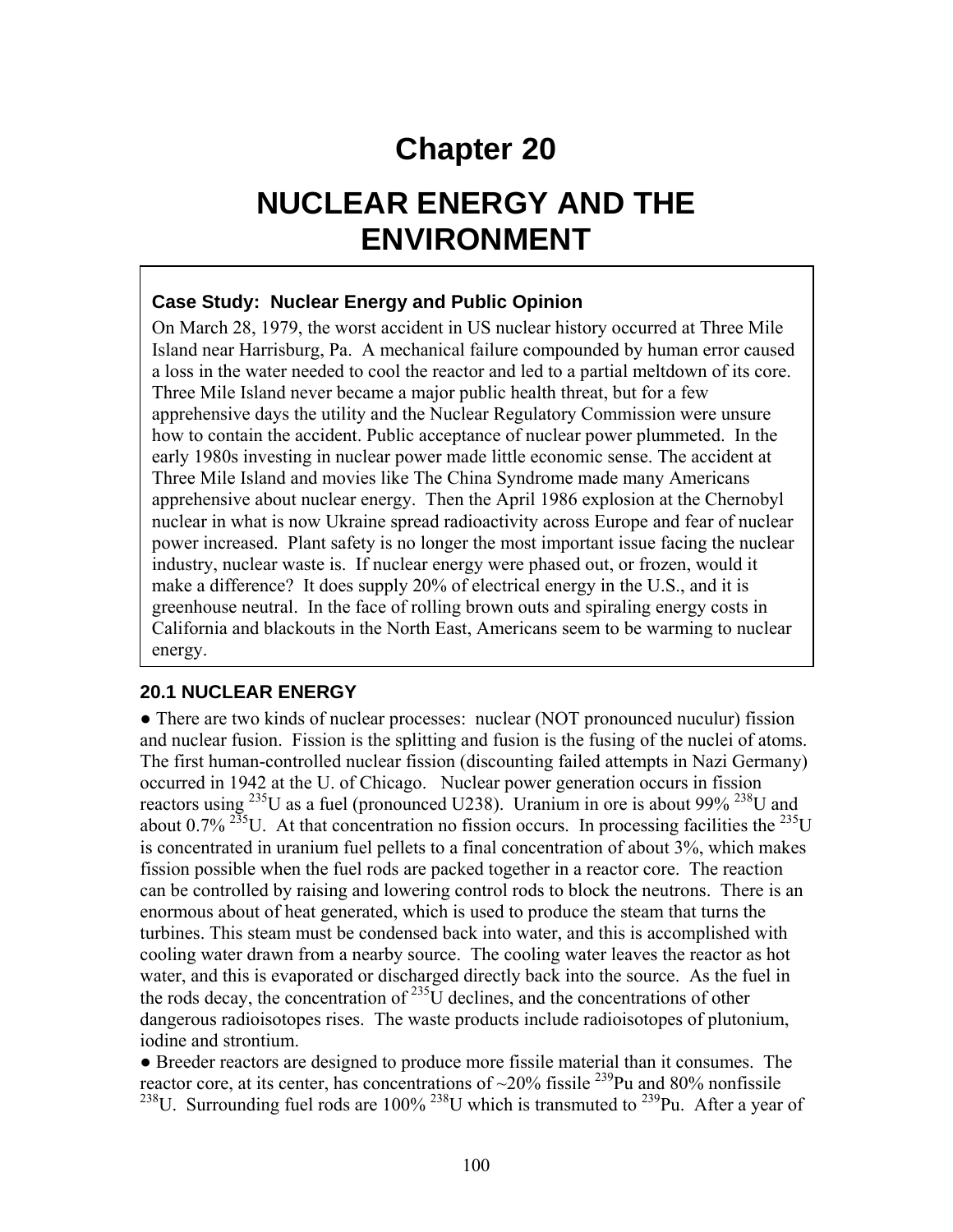# Chapter 20

# NUCLEAR ENERGY AND THE ENVIRONMENT

### Case Study: Nuclear Energy and Public Opinion

On March 28, 1979, the worst accident in US nuclear history occurred at Three Mile Island near Harrisburg, Pa. A mechanical failure compounded by human error caused a loss in the water needed to cool the reactor and led to a partial meltdown of its core. Three Mile Island never became a major public health threat, but for a few apprehensive days the utility and the Nuclear Regulatory Commission were unsure how to contain the accident. Public acceptance of nuclear power plummeted. In the early 1980s investing in nuclear power made little economic sense. The accident at Three Mile Island and movies like The China Syndrome made many Americans apprehensive about nuclear energy. Then the April 1986 explosion at the Chernobyl nuclear in what is now Ukraine spread radioactivity across Europe and fear of nuclear power increased. Plant safety is no longer the most important issue facing the nuclear industry, nuclear waste is. If nuclear energy were phased out, or frozen, would it make a difference? It does supply 20% of electrical energy in the U.S., and it is greenhouse neutral. In the face of rolling brown outs and spiraling energy costs in California and blackouts in the North East, Americans seem to be warming to nuclear energy.

## 20.1 NUCLEAR ENERGY

● There are two kinds of nuclear processes: nuclear (NOT pronounced nuculur) fission and nuclear fusion. Fission is the splitting and fusion is the fusing of the nuclei of atoms. The first human-controlled nuclear fission (discounting failed attempts in Nazi Germany) occurred in 1942 at the U. of Chicago. Nuclear power generation occurs in fission reactors using $^{235}$U as a fuel (pronounced U238). Uranium in ore is about 99% $^{238}$U and about 0.7% $^{235}$U. At that concentration no fission occurs. In processing facilities the $^{235}$U is concentrated in uranium fuel pellets to a final concentration of about 3%, which makes fission possible when the fuel rods are packed together in a reactor core. The reaction can be controlled by raising and lowering control rods to block the neutrons. There is an enormous about of heat generated, which is used to produce the steam that turns the turbines. This steam must be condensed back into water, and this is accomplished with cooling water drawn from a nearby source. The cooling water leaves the reactor as hot water, and this is evaporated or discharged directly back into the source. As the fuel in the rods decay, the concentration of $^{235}$U declines, and the concentrations of other dangerous radioisotopes rises. The waste products include radioisotopes of plutonium, iodine and strontium.

● Breeder reactors are designed to produce more fissile material than it consumes. The reactor core, at its center, has concentrations of ~20% fissile $^{239}$Pu and 80% nonfissile $^{238}$U. Surrounding fuel rods are 100% $^{238}$U which is transmuted to $^{239}$Pu. After a year of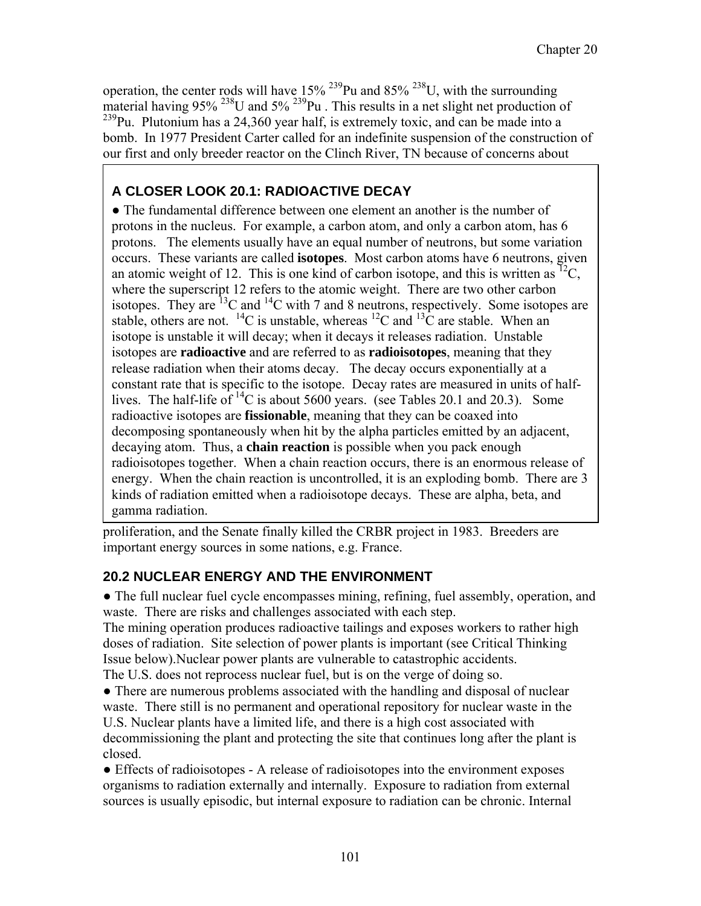operation, the center rods will have 15% $^{239}$Pu and 85% $^{238}$U, with the surrounding material having 95% $^{238}$U and 5% $^{239}$Pu . This results in a net slight net production of $^{239}$Pu. Plutonium has a 24,360 year half, is extremely toxic, and can be made into a bomb. In 1977 President Carter called for an indefinite suspension of the construction of our first and only breeder reactor on the Clinch River, TN because of concerns about proliferation, and the Senate finally killed the CRBR project in 1983. Breeders are important energy sources in some nations, e.g. France.

> ### A CLOSER LOOK 20.1: RADIOACTIVE DECAY
>
> ● The fundamental difference between one element an another is the number of protons in the nucleus. For example, a carbon atom, and only a carbon atom, has 6 protons. The elements usually have an equal number of neutrons, but some variation occurs. These variants are called **isotopes**. Most carbon atoms have 6 neutrons, given an atomic weight of 12. This is one kind of carbon isotope, and this is written as $^{12}$C, where the superscript 12 refers to the atomic weight. There are two other carbon isotopes. They are $^{13}$C and $^{14}$C with 7 and 8 neutrons, respectively. Some isotopes are stable, others are not. $^{14}$C is unstable, whereas $^{12}$C and $^{13}$C are stable. When an isotope is unstable it will decay; when it decays it releases radiation. Unstable isotopes are **radioactive** and are referred to as **radioisotopes**, meaning that they release radiation when their atoms decay. The decay occurs exponentially at a constant rate that is specific to the isotope. Decay rates are measured in units of half-lives. The half-life of $^{14}$C is about 5600 years. (see Tables 20.1 and 20.3). Some radioactive isotopes are **fissionable**, meaning that they can be coaxed into decomposing spontaneously when hit by the alpha particles emitted by an adjacent, decaying atom. Thus, a **chain reaction** is possible when you pack enough radioisotopes together. When a chain reaction occurs, there is an enormous release of energy. When the chain reaction is uncontrolled, it is an exploding bomb. There are 3 kinds of radiation emitted when a radioisotope decays. These are alpha, beta, and gamma radiation.

## 20.2 NUCLEAR ENERGY AND THE ENVIRONMENT

● The full nuclear fuel cycle encompasses mining, refining, fuel assembly, operation, and waste. There are risks and challenges associated with each step.

The mining operation produces radioactive tailings and exposes workers to rather high doses of radiation. Site selection of power plants is important (see Critical Thinking Issue below).Nuclear power plants are vulnerable to catastrophic accidents.

The U.S. does not reprocess nuclear fuel, but is on the verge of doing so.

● There are numerous problems associated with the handling and disposal of nuclear waste. There still is no permanent and operational repository for nuclear waste in the U.S. Nuclear plants have a limited life, and there is a high cost associated with decommissioning the plant and protecting the site that continues long after the plant is closed.

● Effects of radioisotopes - A release of radioisotopes into the environment exposes organisms to radiation externally and internally. Exposure to radiation from external sources is usually episodic, but internal exposure to radiation can be chronic. Internal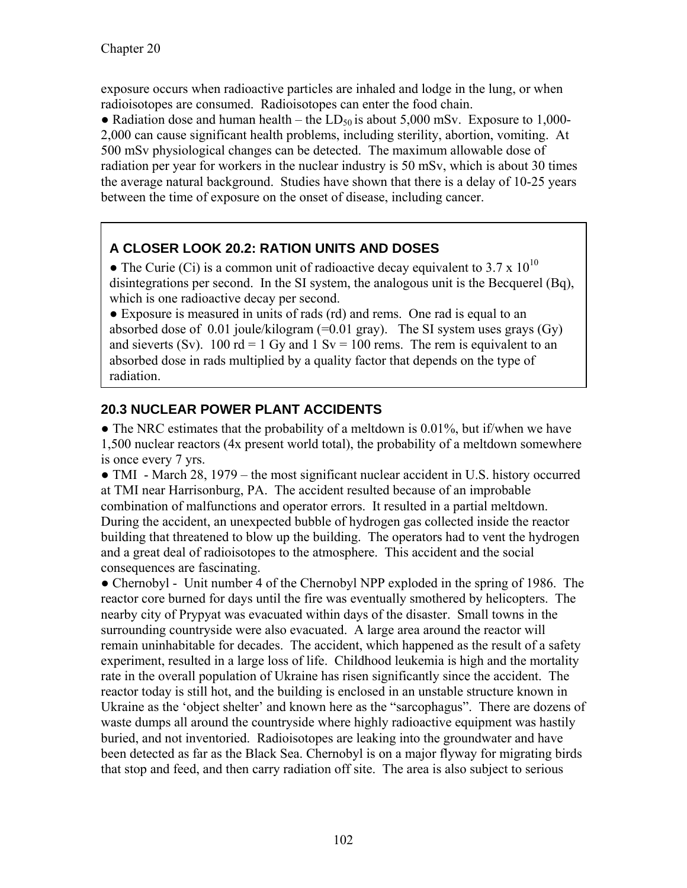exposure occurs when radioactive particles are inhaled and lodge in the lung, or when radioisotopes are consumed. Radioisotopes can enter the food chain.

● Radiation dose and human health – the $LD_{50}$ is about 5,000 mSv. Exposure to 1,000-2,000 can cause significant health problems, including sterility, abortion, vomiting. At 500 mSv physiological changes can be detected. The maximum allowable dose of radiation per year for workers in the nuclear industry is 50 mSv, which is about 30 times the average natural background. Studies have shown that there is a delay of 10-25 years between the time of exposure on the onset of disease, including cancer.

### A CLOSER LOOK 20.2: RATION UNITS AND DOSES

● The Curie (Ci) is a common unit of radioactive decay equivalent to $3.7 \times 10^{10}$ disintegrations per second. In the SI system, the analogous unit is the Becquerel (Bq), which is one radioactive decay per second.

● Exposure is measured in units of rads (rd) and rems. One rad is equal to an absorbed dose of 0.01 joule/kilogram (=0.01 gray). The SI system uses grays (Gy) and sieverts (Sv). 100 rd = 1 Gy and 1 Sv = 100 rems. The rem is equivalent to an absorbed dose in rads multiplied by a quality factor that depends on the type of radiation.

## 20.3 NUCLEAR POWER PLANT ACCIDENTS

● The NRC estimates that the probability of a meltdown is 0.01%, but if/when we have 1,500 nuclear reactors (4x present world total), the probability of a meltdown somewhere is once every 7 yrs.

● TMI - March 28, 1979 – the most significant nuclear accident in U.S. history occurred at TMI near Harrisonburg, PA. The accident resulted because of an improbable combination of malfunctions and operator errors. It resulted in a partial meltdown. During the accident, an unexpected bubble of hydrogen gas collected inside the reactor building that threatened to blow up the building. The operators had to vent the hydrogen and a great deal of radioisotopes to the atmosphere. This accident and the social consequences are fascinating.

● Chernobyl - Unit number 4 of the Chernobyl NPP exploded in the spring of 1986. The reactor core burned for days until the fire was eventually smothered by helicopters. The nearby city of Prypyat was evacuated within days of the disaster. Small towns in the surrounding countryside were also evacuated. A large area around the reactor will remain uninhabitable for decades. The accident, which happened as the result of a safety experiment, resulted in a large loss of life. Childhood leukemia is high and the mortality rate in the overall population of Ukraine has risen significantly since the accident. The reactor today is still hot, and the building is enclosed in an unstable structure known in Ukraine as the 'object shelter' and known here as the "sarcophagus". There are dozens of waste dumps all around the countryside where highly radioactive equipment was hastily buried, and not inventoried. Radioisotopes are leaking into the groundwater and have been detected as far as the Black Sea. Chernobyl is on a major flyway for migrating birds that stop and feed, and then carry radiation off site. The area is also subject to serious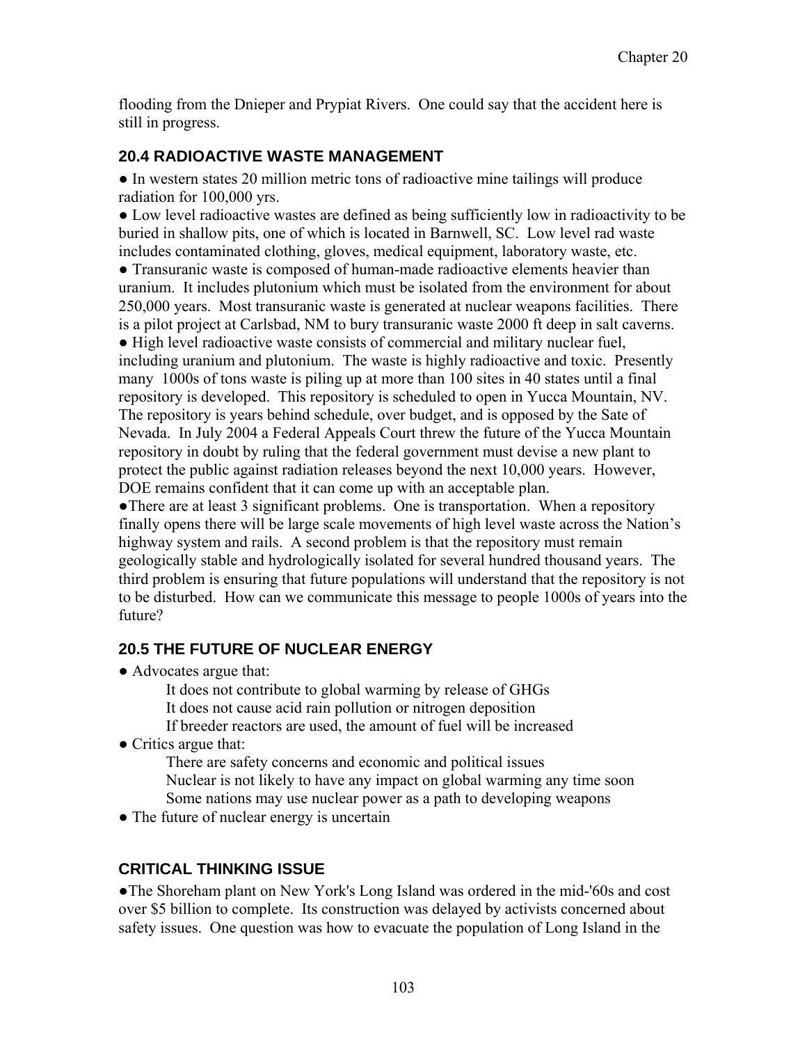flooding from the Dnieper and Prypiat Rivers. One could say that the accident here is still in progress.

## 20.4 RADIOACTIVE WASTE MANAGEMENT

● In western states 20 million metric tons of radioactive mine tailings will produce radiation for 100,000 yrs.
● Low level radioactive wastes are defined as being sufficiently low in radioactivity to be buried in shallow pits, one of which is located in Barnwell, SC. Low level rad waste includes contaminated clothing, gloves, medical equipment, laboratory waste, etc.
● Transuranic waste is composed of human-made radioactive elements heavier than uranium. It includes plutonium which must be isolated from the environment for about 250,000 years. Most transuranic waste is generated at nuclear weapons facilities. There is a pilot project at Carlsbad, NM to bury transuranic waste 2000 ft deep in salt caverns.
● High level radioactive waste consists of commercial and military nuclear fuel, including uranium and plutonium. The waste is highly radioactive and toxic. Presently many 1000s of tons waste is piling up at more than 100 sites in 40 states until a final repository is developed. This repository is scheduled to open in Yucca Mountain, NV. The repository is years behind schedule, over budget, and is opposed by the Sate of Nevada. In July 2004 a Federal Appeals Court threw the future of the Yucca Mountain repository in doubt by ruling that the federal government must devise a new plant to protect the public against radiation releases beyond the next 10,000 years. However, DOE remains confident that it can come up with an acceptable plan.
●There are at least 3 significant problems. One is transportation. When a repository finally opens there will be large scale movements of high level waste across the Nation's highway system and rails. A second problem is that the repository must remain geologically stable and hydrologically isolated for several hundred thousand years. The third problem is ensuring that future populations will understand that the repository is not to be disturbed. How can we communicate this message to people 1000s of years into the future?

## 20.5 THE FUTURE OF NUCLEAR ENERGY

● Advocates argue that:
  - It does not contribute to global warming by release of GHGs
  - It does not cause acid rain pollution or nitrogen deposition
  - If breeder reactors are used, the amount of fuel will be increased

● Critics argue that:
  - There are safety concerns and economic and political issues
  - Nuclear is not likely to have any impact on global warming any time soon
  - Some nations may use nuclear power as a path to developing weapons

● The future of nuclear energy is uncertain

## CRITICAL THINKING ISSUE

●The Shoreham plant on New York's Long Island was ordered in the mid-'60s and cost over $5 billion to complete. Its construction was delayed by activists concerned about safety issues. One question was how to evacuate the population of Long Island in the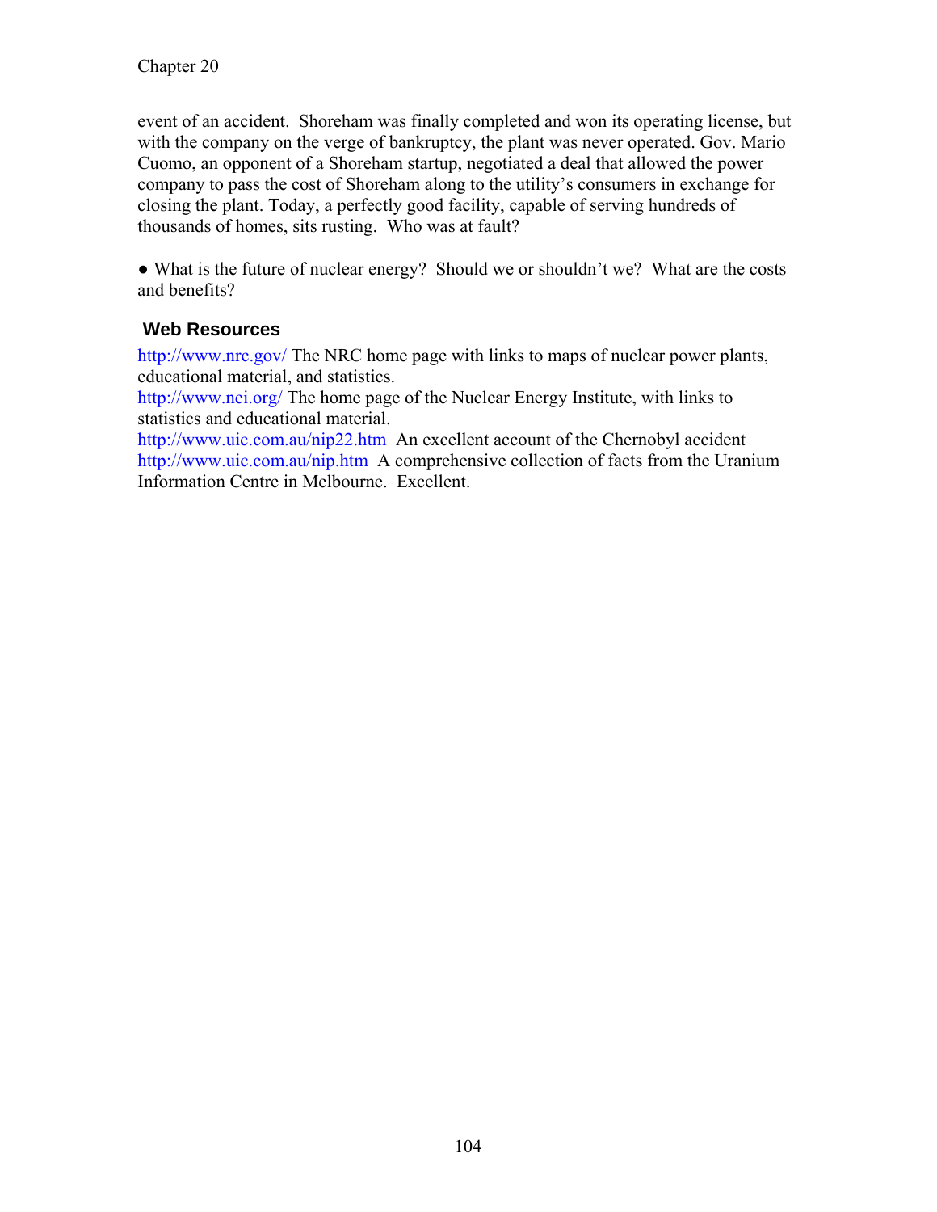event of an accident. Shoreham was finally completed and won its operating license, but with the company on the verge of bankruptcy, the plant was never operated. Gov. Mario Cuomo, an opponent of a Shoreham startup, negotiated a deal that allowed the power company to pass the cost of Shoreham along to the utility's consumers in exchange for closing the plant. Today, a perfectly good facility, capable of serving hundreds of thousands of homes, sits rusting. Who was at fault?

● What is the future of nuclear energy? Should we or shouldn't we? What are the costs and benefits?

## Web Resources

http://www.nrc.gov/ The NRC home page with links to maps of nuclear power plants, educational material, and statistics.
http://www.nei.org/ The home page of the Nuclear Energy Institute, with links to statistics and educational material.
http://www.uic.com.au/nip22.htm An excellent account of the Chernobyl accident
http://www.uic.com.au/nip.htm A comprehensive collection of facts from the Uranium Information Centre in Melbourne. Excellent.